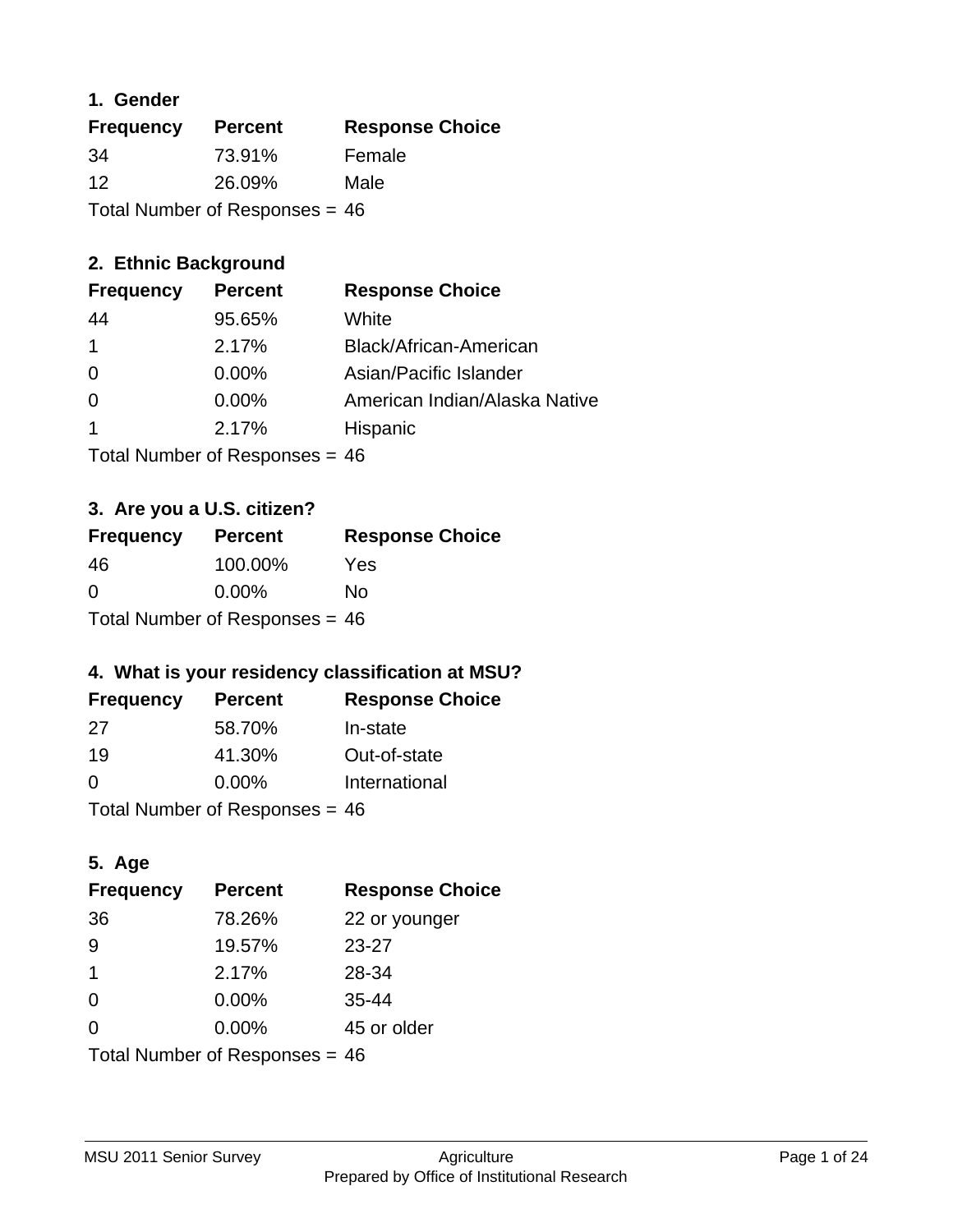## 1. Gender

| Frequency | Percent | Response Choice |
|---|---|---|
| 34 | 73.91% | Female |
| 12 | 26.09% | Male |

Total Number of Responses = 46

## 2. Ethnic Background

| Frequency | Percent | Response Choice |
|---|---|---|
| 44 | 95.65% | White |
| 1 | 2.17% | Black/African-American |
| 0 | 0.00% | Asian/Pacific Islander |
| 0 | 0.00% | American Indian/Alaska Native |
| 1 | 2.17% | Hispanic |

Total Number of Responses = 46

## 3. Are you a U.S. citizen?

| Frequency | Percent | Response Choice |
|---|---|---|
| 46 | 100.00% | Yes |
| 0 | 0.00% | No |

Total Number of Responses = 46

## 4. What is your residency classification at MSU?

| Frequency | Percent | Response Choice |
|---|---|---|
| 27 | 58.70% | In-state |
| 19 | 41.30% | Out-of-state |
| 0 | 0.00% | International |

Total Number of Responses = 46

## 5. Age

| Frequency | Percent | Response Choice |
|---|---|---|
| 36 | 78.26% | 22 or younger |
| 9 | 19.57% | 23-27 |
| 1 | 2.17% | 28-34 |
| 0 | 0.00% | 35-44 |
| 0 | 0.00% | 45 or older |

Total Number of Responses = 46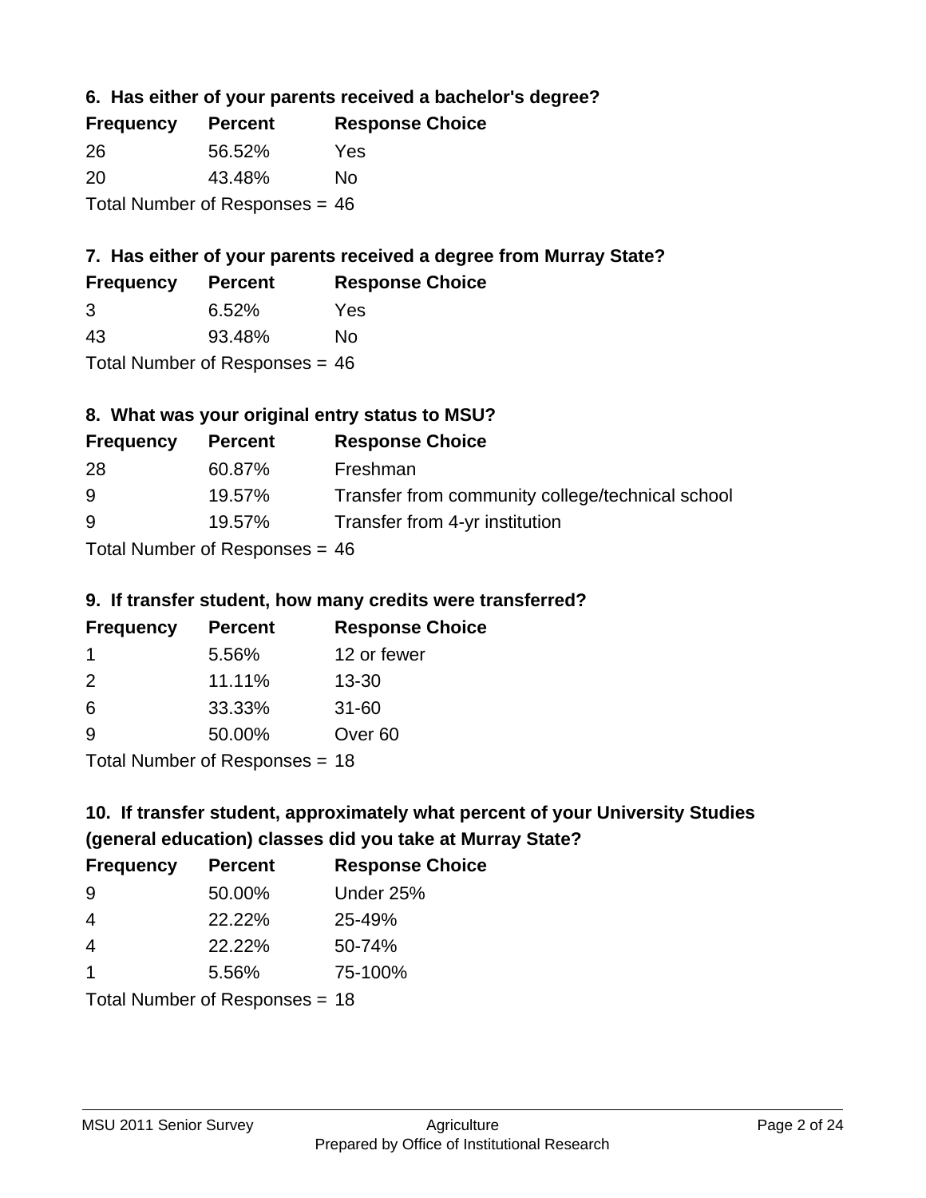### 6. Has either of your parents received a bachelor's degree?

| Frequency | Percent | Response Choice |
| --- | --- | --- |
| 26 | 56.52% | Yes |
| 20 | 43.48% | No |

Total Number of Responses = 46

### 7. Has either of your parents received a degree from Murray State?

| Frequency | Percent | Response Choice |
| --- | --- | --- |
| 3 | 6.52% | Yes |
| 43 | 93.48% | No |

Total Number of Responses = 46

### 8. What was your original entry status to MSU?

| Frequency | Percent | Response Choice |
| --- | --- | --- |
| 28 | 60.87% | Freshman |
| 9 | 19.57% | Transfer from community college/technical school |
| 9 | 19.57% | Transfer from 4-yr institution |

Total Number of Responses = 46

### 9. If transfer student, how many credits were transferred?

| Frequency | Percent | Response Choice |
| --- | --- | --- |
| 1 | 5.56% | 12 or fewer |
| 2 | 11.11% | 13-30 |
| 6 | 33.33% | 31-60 |
| 9 | 50.00% | Over 60 |

Total Number of Responses = 18

### 10. If transfer student, approximately what percent of your University Studies (general education) classes did you take at Murray State?

| Frequency | Percent | Response Choice |
| --- | --- | --- |
| 9 | 50.00% | Under 25% |
| 4 | 22.22% | 25-49% |
| 4 | 22.22% | 50-74% |
| 1 | 5.56% | 75-100% |

Total Number of Responses = 18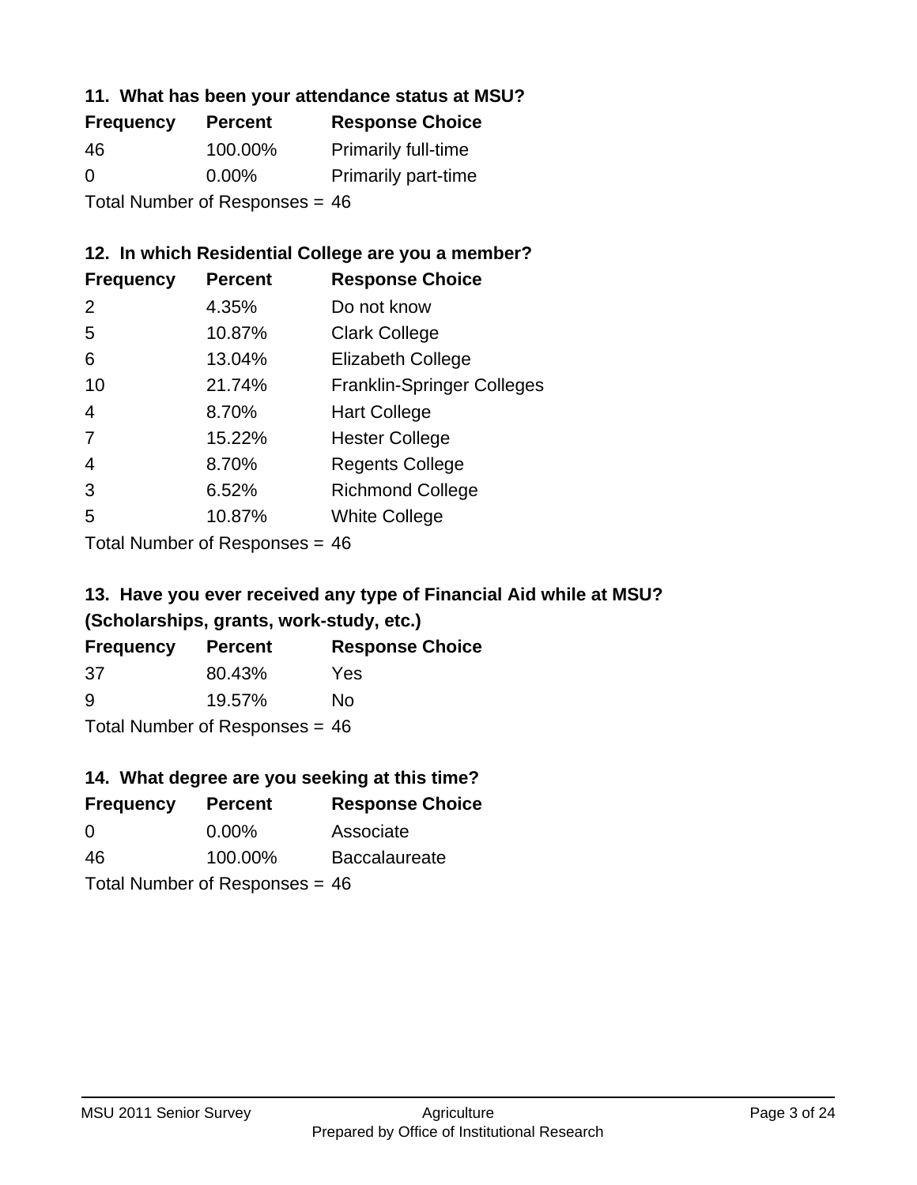### 11. What has been your attendance status at MSU?

| Frequency | Percent | Response Choice |
|---|---|---|
| 46 | 100.00% | Primarily full-time |
| 0 | 0.00% | Primarily part-time |

Total Number of Responses = 46

### 12. In which Residential College are you a member?

| Frequency | Percent | Response Choice |
|---|---|---|
| 2 | 4.35% | Do not know |
| 5 | 10.87% | Clark College |
| 6 | 13.04% | Elizabeth College |
| 10 | 21.74% | Franklin-Springer Colleges |
| 4 | 8.70% | Hart College |
| 7 | 15.22% | Hester College |
| 4 | 8.70% | Regents College |
| 3 | 6.52% | Richmond College |
| 5 | 10.87% | White College |

Total Number of Responses = 46

### 13. Have you ever received any type of Financial Aid while at MSU? (Scholarships, grants, work-study, etc.)

| Frequency | Percent | Response Choice |
|---|---|---|
| 37 | 80.43% | Yes |
| 9 | 19.57% | No |

Total Number of Responses = 46

### 14. What degree are you seeking at this time?

| Frequency | Percent | Response Choice |
|---|---|---|
| 0 | 0.00% | Associate |
| 46 | 100.00% | Baccalaureate |

Total Number of Responses = 46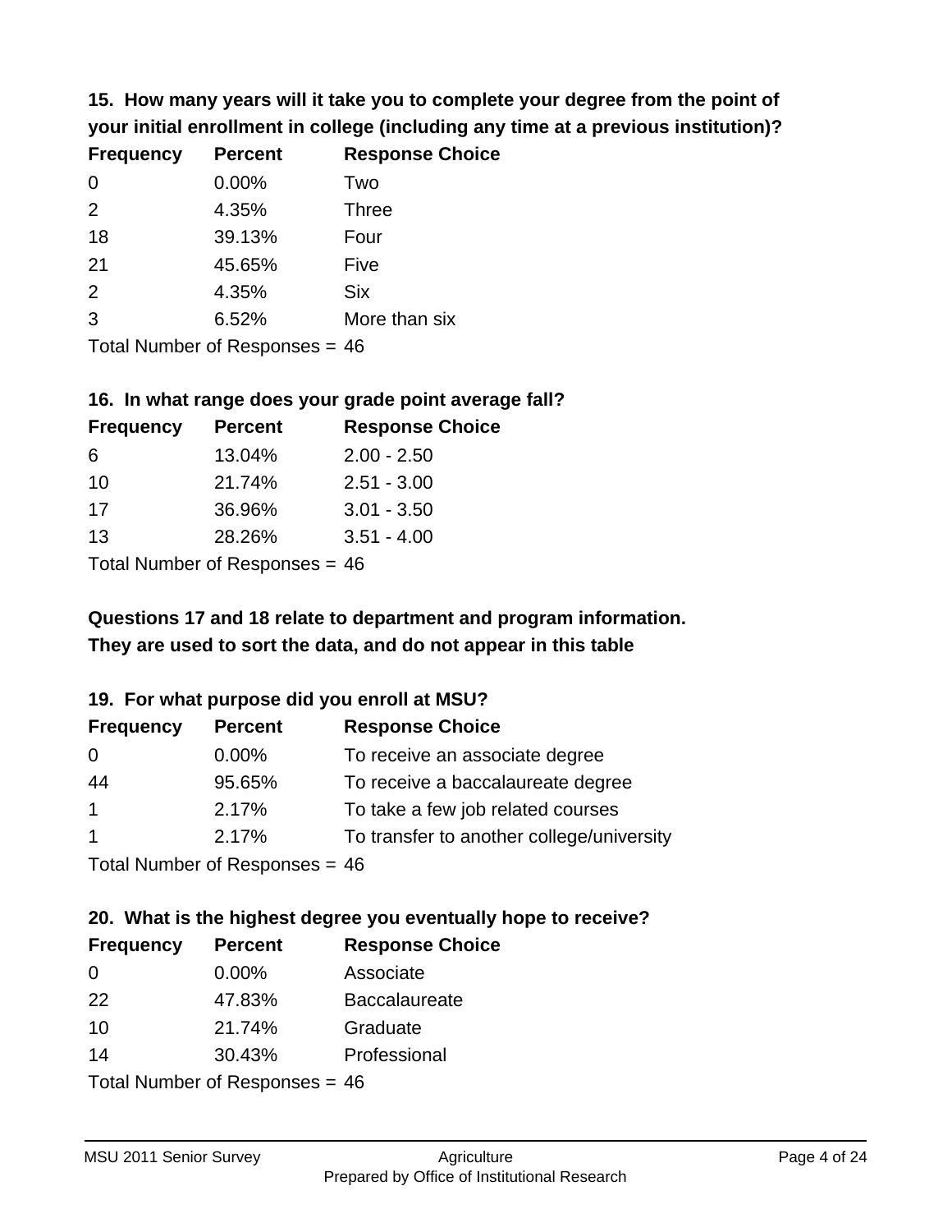### 15. How many years will it take you to complete your degree from the point of your initial enrollment in college (including any time at a previous institution)?

| Frequency | Percent | Response Choice |
|---|---|---|
| 0 | 0.00% | Two |
| 2 | 4.35% | Three |
| 18 | 39.13% | Four |
| 21 | 45.65% | Five |
| 2 | 4.35% | Six |
| 3 | 6.52% | More than six |

Total Number of Responses = 46

### 16. In what range does your grade point average fall?

| Frequency | Percent | Response Choice |
|---|---|---|
| 6 | 13.04% | 2.00 - 2.50 |
| 10 | 21.74% | 2.51 - 3.00 |
| 17 | 36.96% | 3.01 - 3.50 |
| 13 | 28.26% | 3.51 - 4.00 |

Total Number of Responses = 46

**Questions 17 and 18 relate to department and program information. They are used to sort the data, and do not appear in this table**

### 19. For what purpose did you enroll at MSU?

| Frequency | Percent | Response Choice |
|---|---|---|
| 0 | 0.00% | To receive an associate degree |
| 44 | 95.65% | To receive a baccalaureate degree |
| 1 | 2.17% | To take a few job related courses |
| 1 | 2.17% | To transfer to another college/university |

Total Number of Responses = 46

### 20. What is the highest degree you eventually hope to receive?

| Frequency | Percent | Response Choice |
|---|---|---|
| 0 | 0.00% | Associate |
| 22 | 47.83% | Baccalaureate |
| 10 | 21.74% | Graduate |
| 14 | 30.43% | Professional |

Total Number of Responses = 46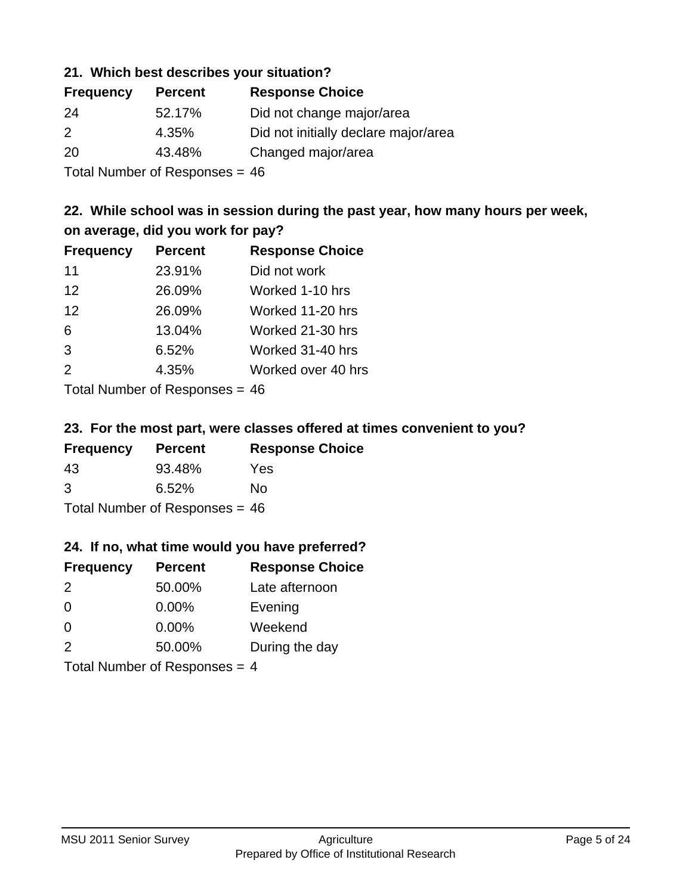### 21. Which best describes your situation?

| Frequency | Percent | Response Choice |
| --- | --- | --- |
| 24 | 52.17% | Did not change major/area |
| 2 | 4.35% | Did not initially declare major/area |
| 20 | 43.48% | Changed major/area |

Total Number of Responses = 46

### 22. While school was in session during the past year, how many hours per week, on average, did you work for pay?

| Frequency | Percent | Response Choice |
| --- | --- | --- |
| 11 | 23.91% | Did not work |
| 12 | 26.09% | Worked 1-10 hrs |
| 12 | 26.09% | Worked 11-20 hrs |
| 6 | 13.04% | Worked 21-30 hrs |
| 3 | 6.52% | Worked 31-40 hrs |
| 2 | 4.35% | Worked over 40 hrs |

Total Number of Responses = 46

### 23. For the most part, were classes offered at times convenient to you?

| Frequency | Percent | Response Choice |
| --- | --- | --- |
| 43 | 93.48% | Yes |
| 3 | 6.52% | No |

Total Number of Responses = 46

### 24. If no, what time would you have preferred?

| Frequency | Percent | Response Choice |
| --- | --- | --- |
| 2 | 50.00% | Late afternoon |
| 0 | 0.00% | Evening |
| 0 | 0.00% | Weekend |
| 2 | 50.00% | During the day |

Total Number of Responses = 4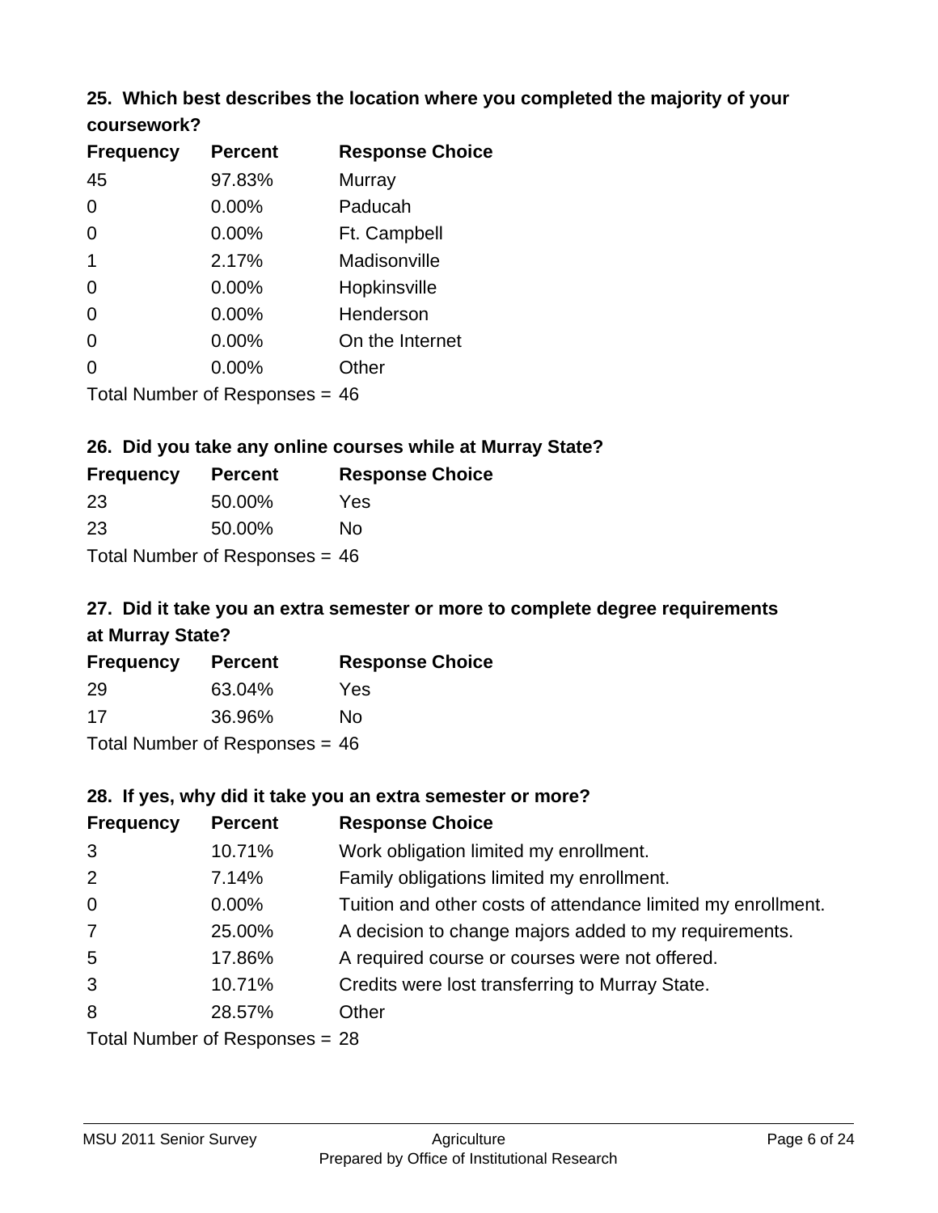### 25. Which best describes the location where you completed the majority of your coursework?

| Frequency | Percent | Response Choice |
|---|---|---|
| 45 | 97.83% | Murray |
| 0 | 0.00% | Paducah |
| 0 | 0.00% | Ft. Campbell |
| 1 | 2.17% | Madisonville |
| 0 | 0.00% | Hopkinsville |
| 0 | 0.00% | Henderson |
| 0 | 0.00% | On the Internet |
| 0 | 0.00% | Other |

Total Number of Responses = 46

### 26. Did you take any online courses while at Murray State?

| Frequency | Percent | Response Choice |
|---|---|---|
| 23 | 50.00% | Yes |
| 23 | 50.00% | No |

Total Number of Responses = 46

### 27. Did it take you an extra semester or more to complete degree requirements at Murray State?

| Frequency | Percent | Response Choice |
|---|---|---|
| 29 | 63.04% | Yes |
| 17 | 36.96% | No |

Total Number of Responses = 46

### 28. If yes, why did it take you an extra semester or more?

| Frequency | Percent | Response Choice |
|---|---|---|
| 3 | 10.71% | Work obligation limited my enrollment. |
| 2 | 7.14% | Family obligations limited my enrollment. |
| 0 | 0.00% | Tuition and other costs of attendance limited my enrollment. |
| 7 | 25.00% | A decision to change majors added to my requirements. |
| 5 | 17.86% | A required course or courses were not offered. |
| 3 | 10.71% | Credits were lost transferring to Murray State. |
| 8 | 28.57% | Other |

Total Number of Responses = 28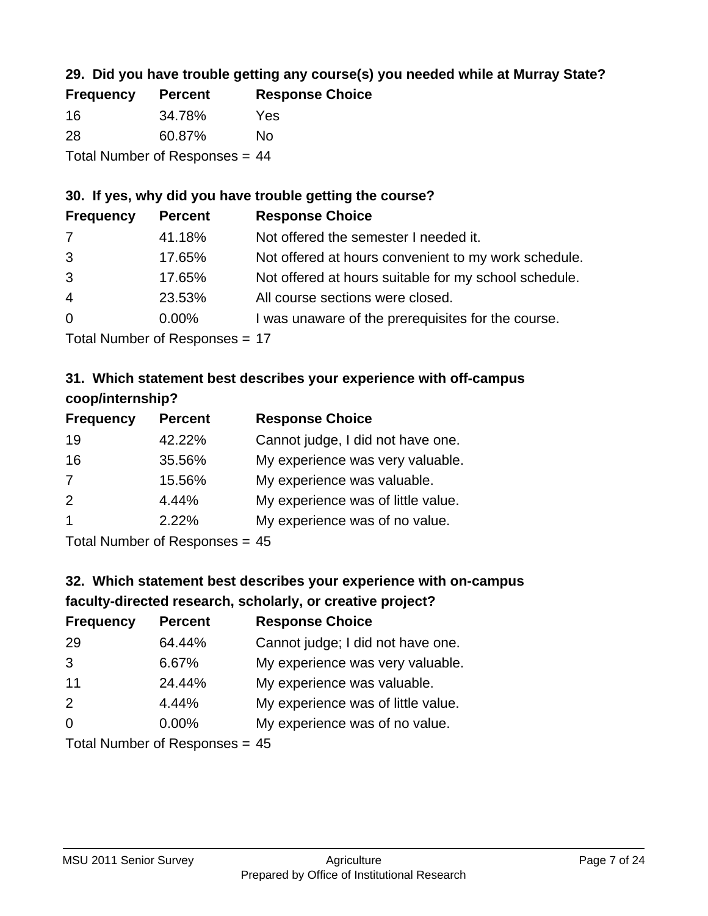### 29. Did you have trouble getting any course(s) you needed while at Murray State?

| Frequency | Percent | Response Choice |
|---|---|---|
| 16 | 34.78% | Yes |
| 28 | 60.87% | No |

Total Number of Responses = 44

### 30. If yes, why did you have trouble getting the course?

| Frequency | Percent | Response Choice |
|---|---|---|
| 7 | 41.18% | Not offered the semester I needed it. |
| 3 | 17.65% | Not offered at hours convenient to my work schedule. |
| 3 | 17.65% | Not offered at hours suitable for my school schedule. |
| 4 | 23.53% | All course sections were closed. |
| 0 | 0.00% | I was unaware of the prerequisites for the course. |

Total Number of Responses = 17

### 31. Which statement best describes your experience with off-campus coop/internship?

| Frequency | Percent | Response Choice |
|---|---|---|
| 19 | 42.22% | Cannot judge, I did not have one. |
| 16 | 35.56% | My experience was very valuable. |
| 7 | 15.56% | My experience was valuable. |
| 2 | 4.44% | My experience was of little value. |
| 1 | 2.22% | My experience was of no value. |

Total Number of Responses = 45

### 32. Which statement best describes your experience with on-campus faculty-directed research, scholarly, or creative project?

| Frequency | Percent | Response Choice |
|---|---|---|
| 29 | 64.44% | Cannot judge; I did not have one. |
| 3 | 6.67% | My experience was very valuable. |
| 11 | 24.44% | My experience was valuable. |
| 2 | 4.44% | My experience was of little value. |
| 0 | 0.00% | My experience was of no value. |

Total Number of Responses = 45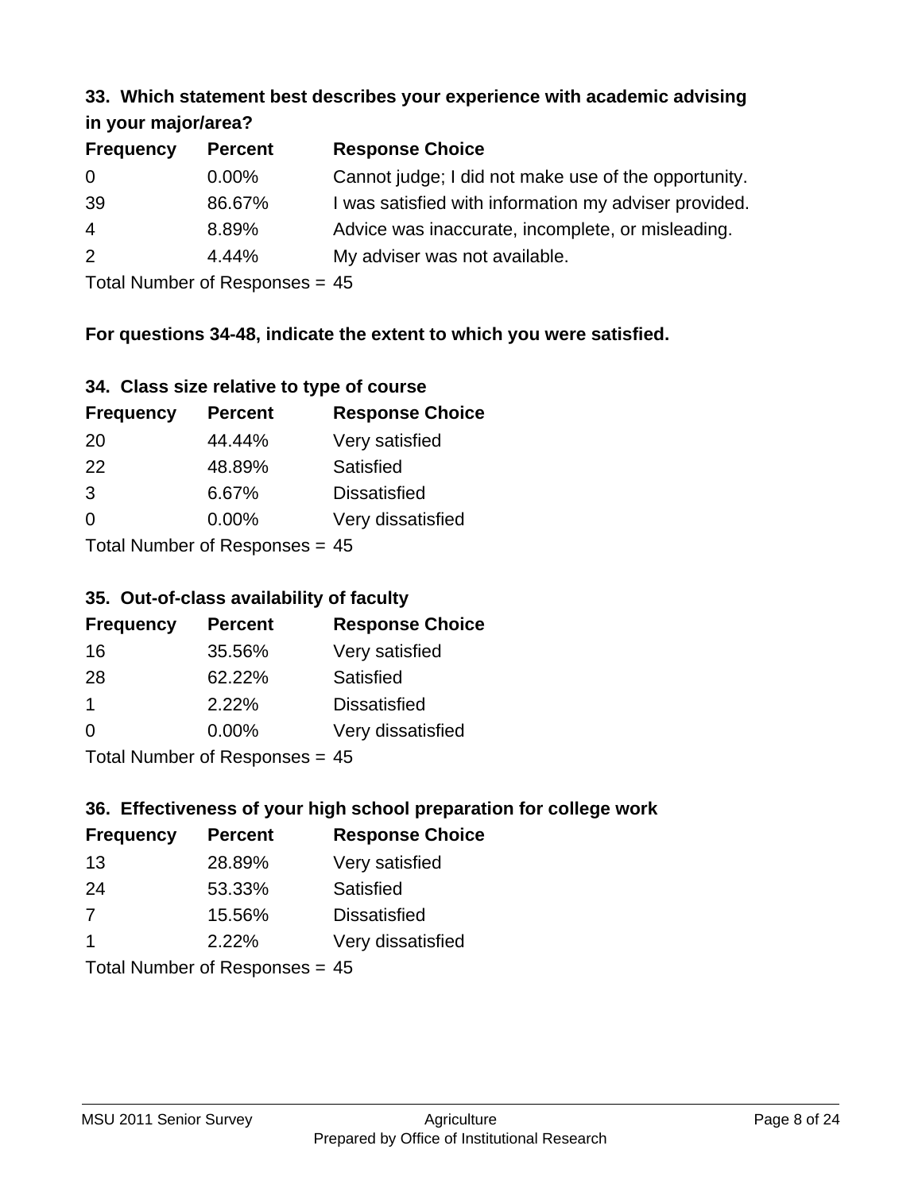### 33. Which statement best describes your experience with academic advising in your major/area?

| Frequency | Percent | Response Choice |
|---|---|---|
| 0 | 0.00% | Cannot judge; I did not make use of the opportunity. |
| 39 | 86.67% | I was satisfied with information my adviser provided. |
| 4 | 8.89% | Advice was inaccurate, incomplete, or misleading. |
| 2 | 4.44% | My adviser was not available. |

Total Number of Responses = 45

**For questions 34-48, indicate the extent to which you were satisfied.**

### 34. Class size relative to type of course

| Frequency | Percent | Response Choice |
|---|---|---|
| 20 | 44.44% | Very satisfied |
| 22 | 48.89% | Satisfied |
| 3 | 6.67% | Dissatisfied |
| 0 | 0.00% | Very dissatisfied |

Total Number of Responses = 45

### 35. Out-of-class availability of faculty

| Frequency | Percent | Response Choice |
|---|---|---|
| 16 | 35.56% | Very satisfied |
| 28 | 62.22% | Satisfied |
| 1 | 2.22% | Dissatisfied |
| 0 | 0.00% | Very dissatisfied |

Total Number of Responses = 45

### 36. Effectiveness of your high school preparation for college work

| Frequency | Percent | Response Choice |
|---|---|---|
| 13 | 28.89% | Very satisfied |
| 24 | 53.33% | Satisfied |
| 7 | 15.56% | Dissatisfied |
| 1 | 2.22% | Very dissatisfied |

Total Number of Responses = 45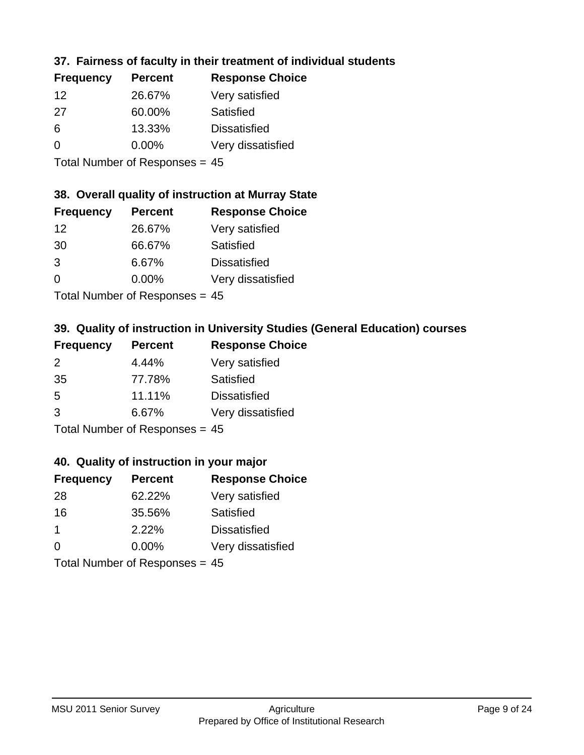### 37. Fairness of faculty in their treatment of individual students

| Frequency | Percent | Response Choice |
|---|---|---|
| 12 | 26.67% | Very satisfied |
| 27 | 60.00% | Satisfied |
| 6 | 13.33% | Dissatisfied |
| 0 | 0.00% | Very dissatisfied |

Total Number of Responses = 45

### 38. Overall quality of instruction at Murray State

| Frequency | Percent | Response Choice |
|---|---|---|
| 12 | 26.67% | Very satisfied |
| 30 | 66.67% | Satisfied |
| 3 | 6.67% | Dissatisfied |
| 0 | 0.00% | Very dissatisfied |

Total Number of Responses = 45

### 39. Quality of instruction in University Studies (General Education) courses

| Frequency | Percent | Response Choice |
|---|---|---|
| 2 | 4.44% | Very satisfied |
| 35 | 77.78% | Satisfied |
| 5 | 11.11% | Dissatisfied |
| 3 | 6.67% | Very dissatisfied |

Total Number of Responses = 45

### 40. Quality of instruction in your major

| Frequency | Percent | Response Choice |
|---|---|---|
| 28 | 62.22% | Very satisfied |
| 16 | 35.56% | Satisfied |
| 1 | 2.22% | Dissatisfied |
| 0 | 0.00% | Very dissatisfied |

Total Number of Responses = 45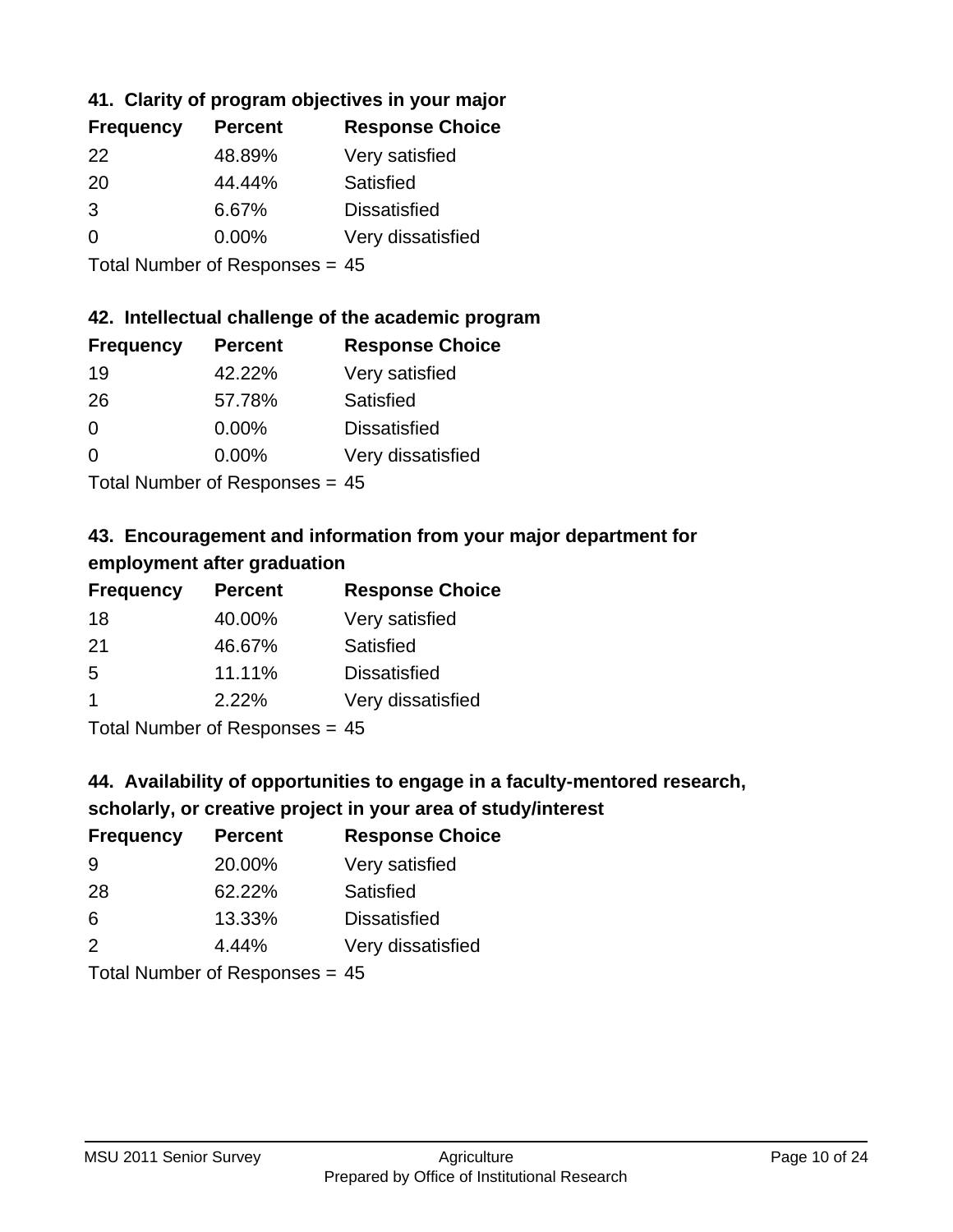### 41. Clarity of program objectives in your major

| Frequency | Percent | Response Choice |
| --- | --- | --- |
| 22 | 48.89% | Very satisfied |
| 20 | 44.44% | Satisfied |
| 3 | 6.67% | Dissatisfied |
| 0 | 0.00% | Very dissatisfied |

Total Number of Responses = 45

### 42. Intellectual challenge of the academic program

| Frequency | Percent | Response Choice |
| --- | --- | --- |
| 19 | 42.22% | Very satisfied |
| 26 | 57.78% | Satisfied |
| 0 | 0.00% | Dissatisfied |
| 0 | 0.00% | Very dissatisfied |

Total Number of Responses = 45

### 43. Encouragement and information from your major department for employment after graduation

| Frequency | Percent | Response Choice |
| --- | --- | --- |
| 18 | 40.00% | Very satisfied |
| 21 | 46.67% | Satisfied |
| 5 | 11.11% | Dissatisfied |
| 1 | 2.22% | Very dissatisfied |

Total Number of Responses = 45

### 44. Availability of opportunities to engage in a faculty-mentored research, scholarly, or creative project in your area of study/interest

| Frequency | Percent | Response Choice |
| --- | --- | --- |
| 9 | 20.00% | Very satisfied |
| 28 | 62.22% | Satisfied |
| 6 | 13.33% | Dissatisfied |
| 2 | 4.44% | Very dissatisfied |

Total Number of Responses = 45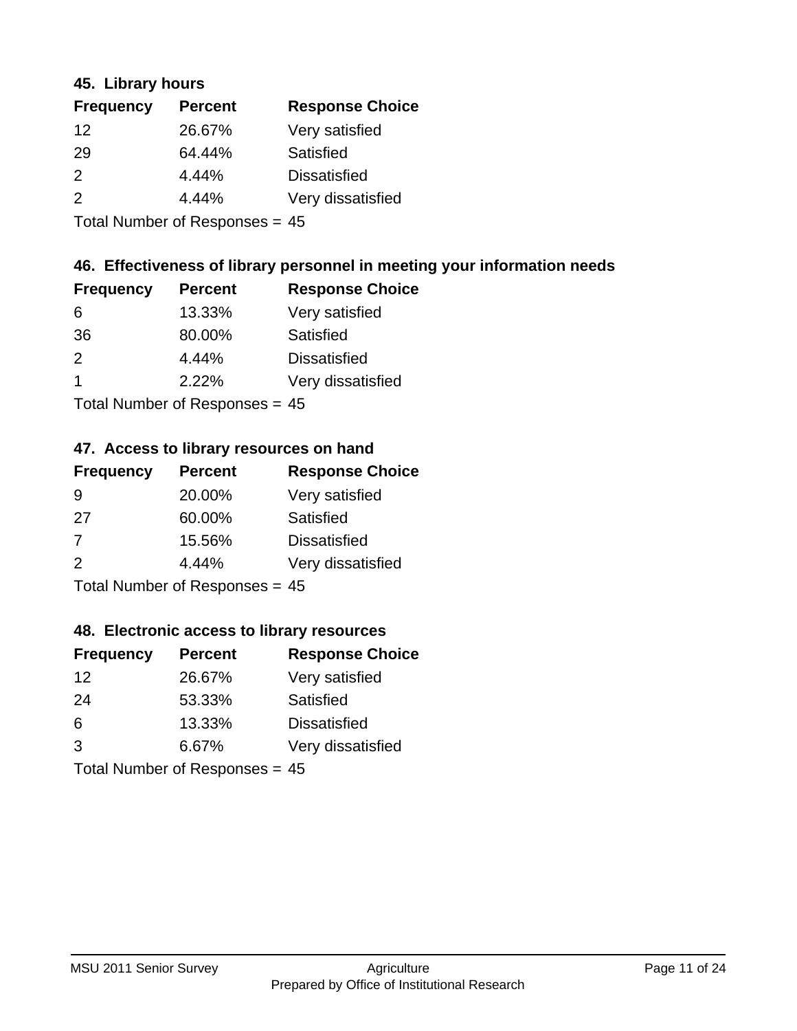### 45. Library hours

| Frequency | Percent | Response Choice |
|---|---|---|
| 12 | 26.67% | Very satisfied |
| 29 | 64.44% | Satisfied |
| 2 | 4.44% | Dissatisfied |
| 2 | 4.44% | Very dissatisfied |

Total Number of Responses = 45

### 46. Effectiveness of library personnel in meeting your information needs

| Frequency | Percent | Response Choice |
|---|---|---|
| 6 | 13.33% | Very satisfied |
| 36 | 80.00% | Satisfied |
| 2 | 4.44% | Dissatisfied |
| 1 | 2.22% | Very dissatisfied |

Total Number of Responses = 45

### 47. Access to library resources on hand

| Frequency | Percent | Response Choice |
|---|---|---|
| 9 | 20.00% | Very satisfied |
| 27 | 60.00% | Satisfied |
| 7 | 15.56% | Dissatisfied |
| 2 | 4.44% | Very dissatisfied |

Total Number of Responses = 45

### 48. Electronic access to library resources

| Frequency | Percent | Response Choice |
|---|---|---|
| 12 | 26.67% | Very satisfied |
| 24 | 53.33% | Satisfied |
| 6 | 13.33% | Dissatisfied |
| 3 | 6.67% | Very dissatisfied |

Total Number of Responses = 45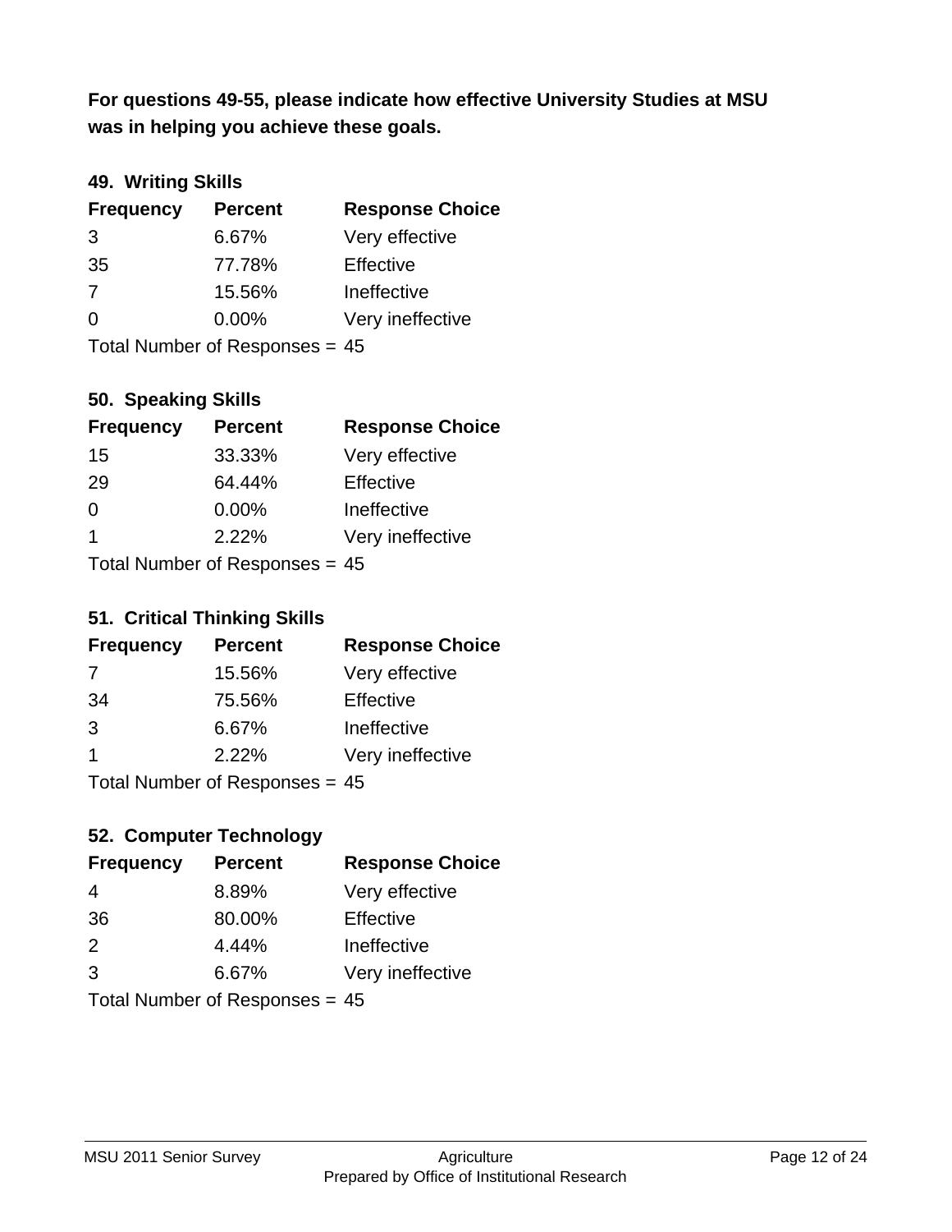**For questions 49-55, please indicate how effective University Studies at MSU was in helping you achieve these goals.**

### 49. Writing Skills

| Frequency | Percent | Response Choice |
|---|---|---|
| 3 | 6.67% | Very effective |
| 35 | 77.78% | Effective |
| 7 | 15.56% | Ineffective |
| 0 | 0.00% | Very ineffective |

Total Number of Responses = 45

### 50. Speaking Skills

| Frequency | Percent | Response Choice |
|---|---|---|
| 15 | 33.33% | Very effective |
| 29 | 64.44% | Effective |
| 0 | 0.00% | Ineffective |
| 1 | 2.22% | Very ineffective |

Total Number of Responses = 45

### 51. Critical Thinking Skills

| Frequency | Percent | Response Choice |
|---|---|---|
| 7 | 15.56% | Very effective |
| 34 | 75.56% | Effective |
| 3 | 6.67% | Ineffective |
| 1 | 2.22% | Very ineffective |

Total Number of Responses = 45

### 52. Computer Technology

| Frequency | Percent | Response Choice |
|---|---|---|
| 4 | 8.89% | Very effective |
| 36 | 80.00% | Effective |
| 2 | 4.44% | Ineffective |
| 3 | 6.67% | Very ineffective |

Total Number of Responses = 45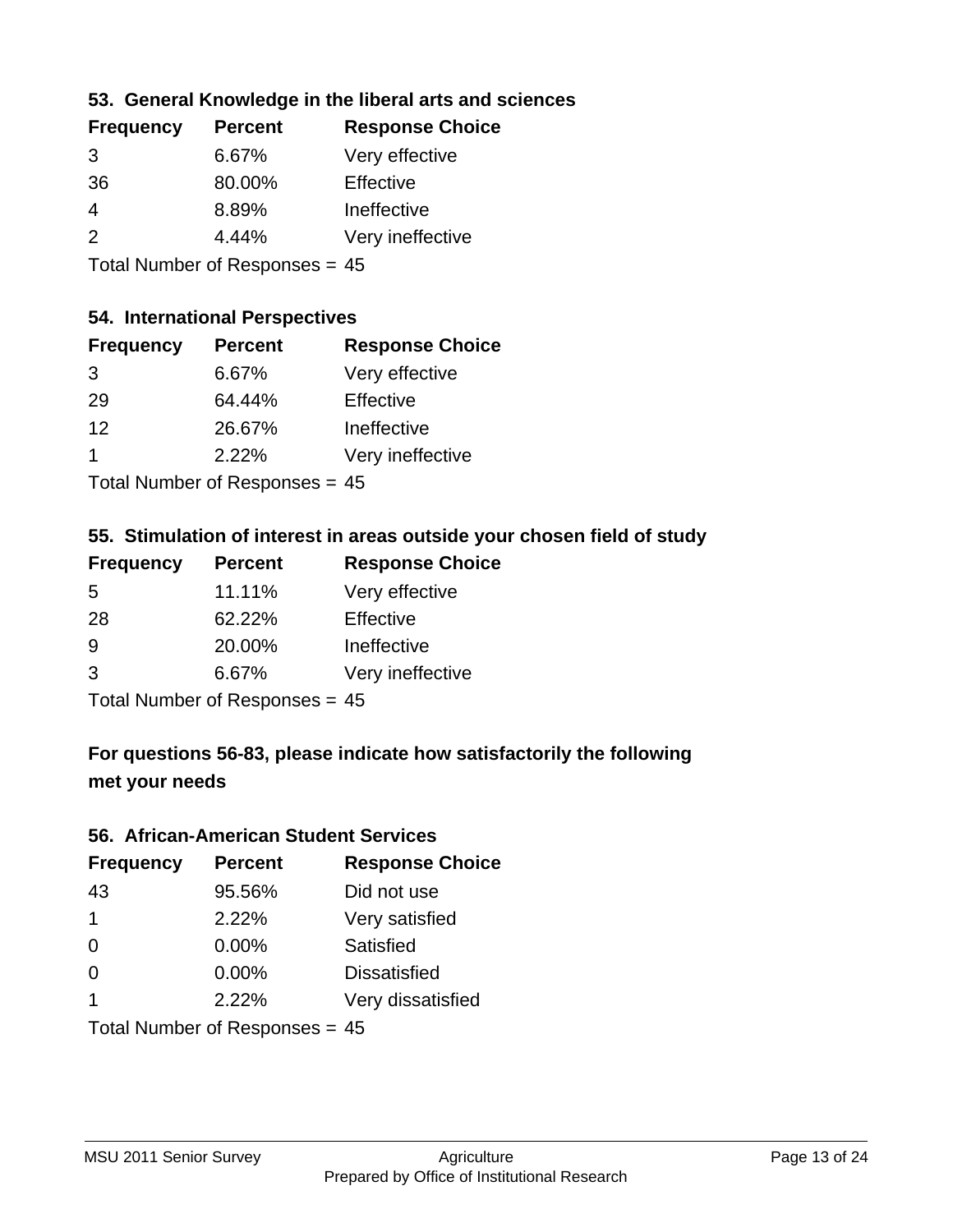### 53. General Knowledge in the liberal arts and sciences

| Frequency | Percent | Response Choice |
|---|---|---|
| 3 | 6.67% | Very effective |
| 36 | 80.00% | Effective |
| 4 | 8.89% | Ineffective |
| 2 | 4.44% | Very ineffective |

Total Number of Responses = 45

### 54. International Perspectives

| Frequency | Percent | Response Choice |
|---|---|---|
| 3 | 6.67% | Very effective |
| 29 | 64.44% | Effective |
| 12 | 26.67% | Ineffective |
| 1 | 2.22% | Very ineffective |

Total Number of Responses = 45

### 55. Stimulation of interest in areas outside your chosen field of study

| Frequency | Percent | Response Choice |
|---|---|---|
| 5 | 11.11% | Very effective |
| 28 | 62.22% | Effective |
| 9 | 20.00% | Ineffective |
| 3 | 6.67% | Very ineffective |

Total Number of Responses = 45

### For questions 56-83, please indicate how satisfactorily the following met your needs

### 56. African-American Student Services

| Frequency | Percent | Response Choice |
|---|---|---|
| 43 | 95.56% | Did not use |
| 1 | 2.22% | Very satisfied |
| 0 | 0.00% | Satisfied |
| 0 | 0.00% | Dissatisfied |
| 1 | 2.22% | Very dissatisfied |

Total Number of Responses = 45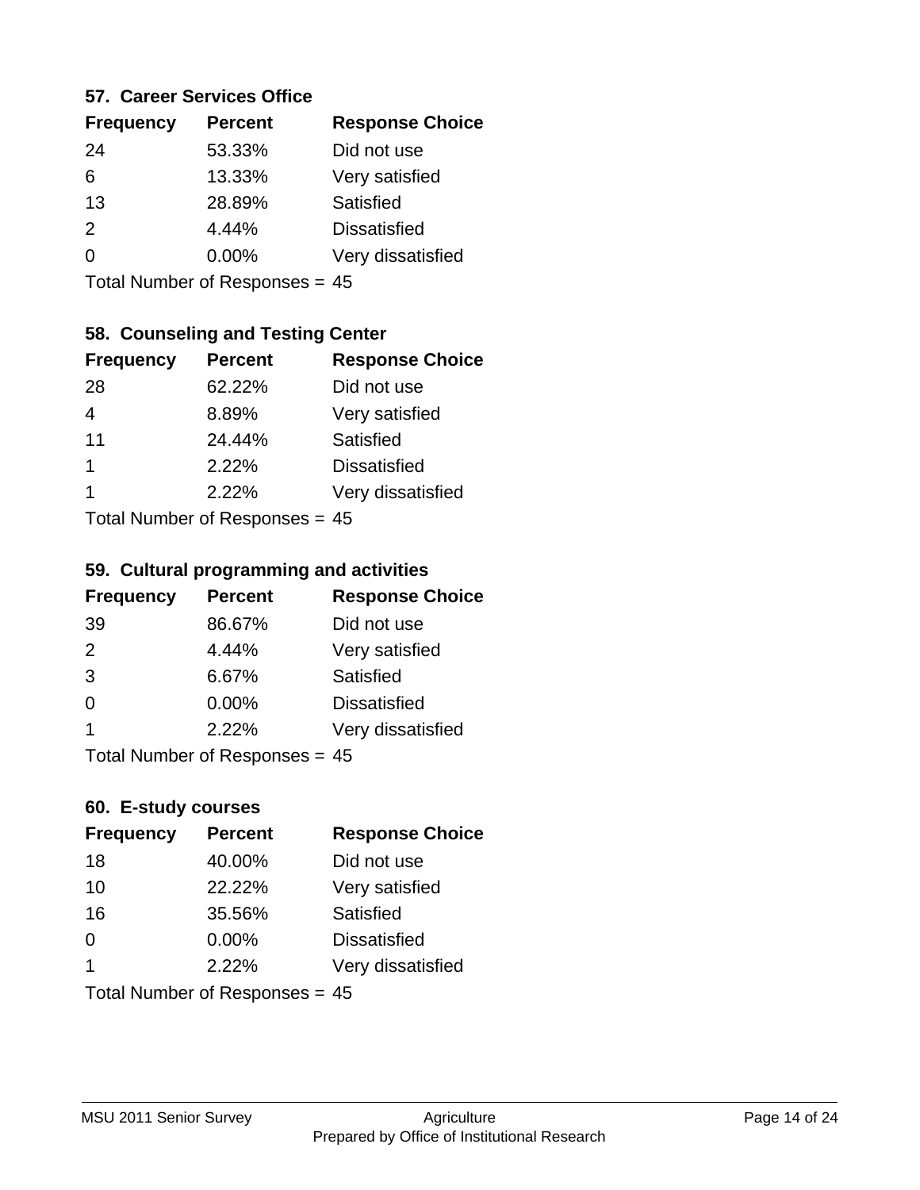### 57. Career Services Office

| Frequency | Percent | Response Choice |
|---|---|---|
| 24 | 53.33% | Did not use |
| 6 | 13.33% | Very satisfied |
| 13 | 28.89% | Satisfied |
| 2 | 4.44% | Dissatisfied |
| 0 | 0.00% | Very dissatisfied |

Total Number of Responses = 45

### 58. Counseling and Testing Center

| Frequency | Percent | Response Choice |
|---|---|---|
| 28 | 62.22% | Did not use |
| 4 | 8.89% | Very satisfied |
| 11 | 24.44% | Satisfied |
| 1 | 2.22% | Dissatisfied |
| 1 | 2.22% | Very dissatisfied |

Total Number of Responses = 45

### 59. Cultural programming and activities

| Frequency | Percent | Response Choice |
|---|---|---|
| 39 | 86.67% | Did not use |
| 2 | 4.44% | Very satisfied |
| 3 | 6.67% | Satisfied |
| 0 | 0.00% | Dissatisfied |
| 1 | 2.22% | Very dissatisfied |

Total Number of Responses = 45

### 60. E-study courses

| Frequency | Percent | Response Choice |
|---|---|---|
| 18 | 40.00% | Did not use |
| 10 | 22.22% | Very satisfied |
| 16 | 35.56% | Satisfied |
| 0 | 0.00% | Dissatisfied |
| 1 | 2.22% | Very dissatisfied |

Total Number of Responses = 45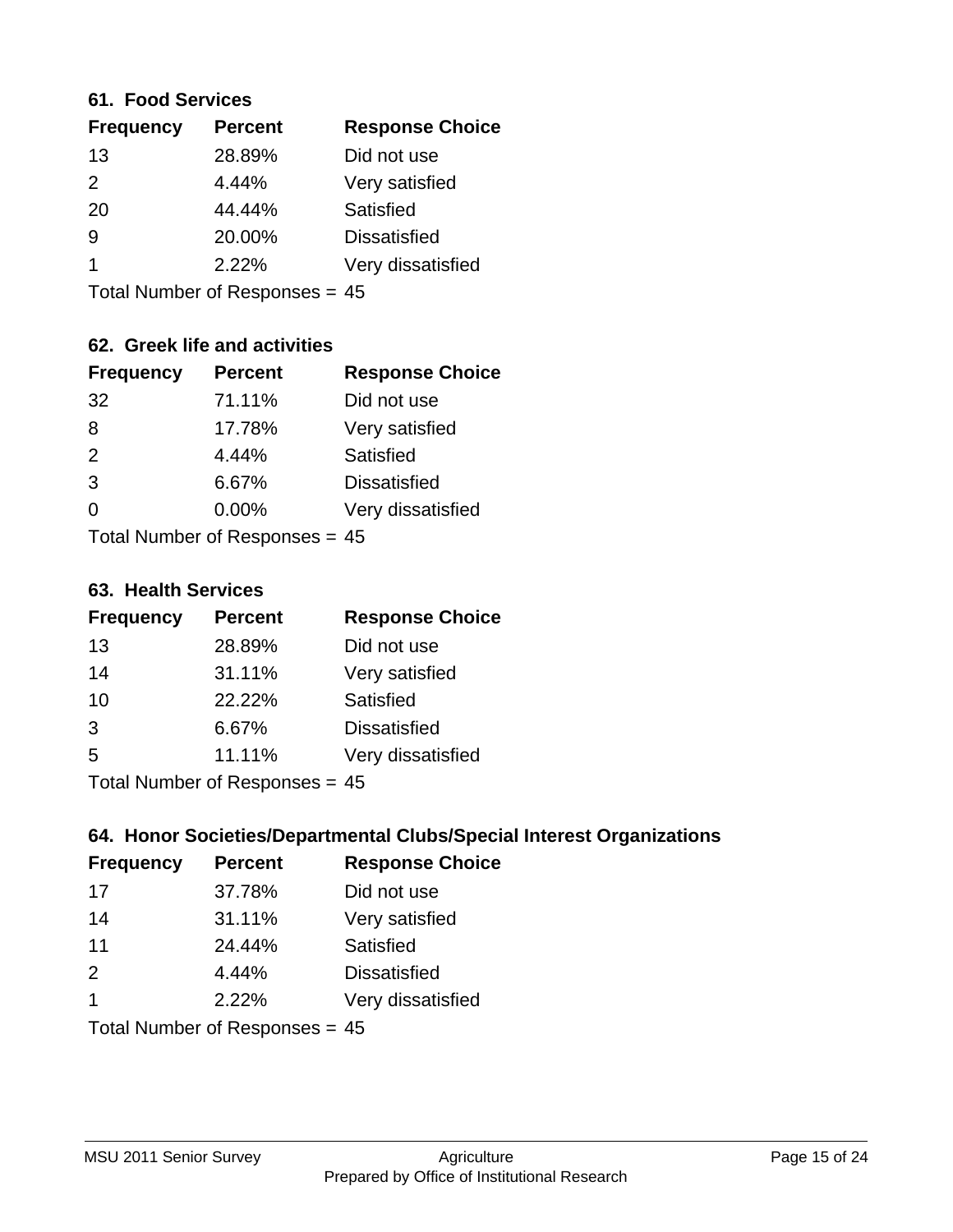### 61. Food Services

| Frequency | Percent | Response Choice |
|---|---|---|
| 13 | 28.89% | Did not use |
| 2 | 4.44% | Very satisfied |
| 20 | 44.44% | Satisfied |
| 9 | 20.00% | Dissatisfied |
| 1 | 2.22% | Very dissatisfied |

Total Number of Responses = 45

### 62. Greek life and activities

| Frequency | Percent | Response Choice |
|---|---|---|
| 32 | 71.11% | Did not use |
| 8 | 17.78% | Very satisfied |
| 2 | 4.44% | Satisfied |
| 3 | 6.67% | Dissatisfied |
| 0 | 0.00% | Very dissatisfied |

Total Number of Responses = 45

### 63. Health Services

| Frequency | Percent | Response Choice |
|---|---|---|
| 13 | 28.89% | Did not use |
| 14 | 31.11% | Very satisfied |
| 10 | 22.22% | Satisfied |
| 3 | 6.67% | Dissatisfied |
| 5 | 11.11% | Very dissatisfied |

Total Number of Responses = 45

### 64. Honor Societies/Departmental Clubs/Special Interest Organizations

| Frequency | Percent | Response Choice |
|---|---|---|
| 17 | 37.78% | Did not use |
| 14 | 31.11% | Very satisfied |
| 11 | 24.44% | Satisfied |
| 2 | 4.44% | Dissatisfied |
| 1 | 2.22% | Very dissatisfied |

Total Number of Responses = 45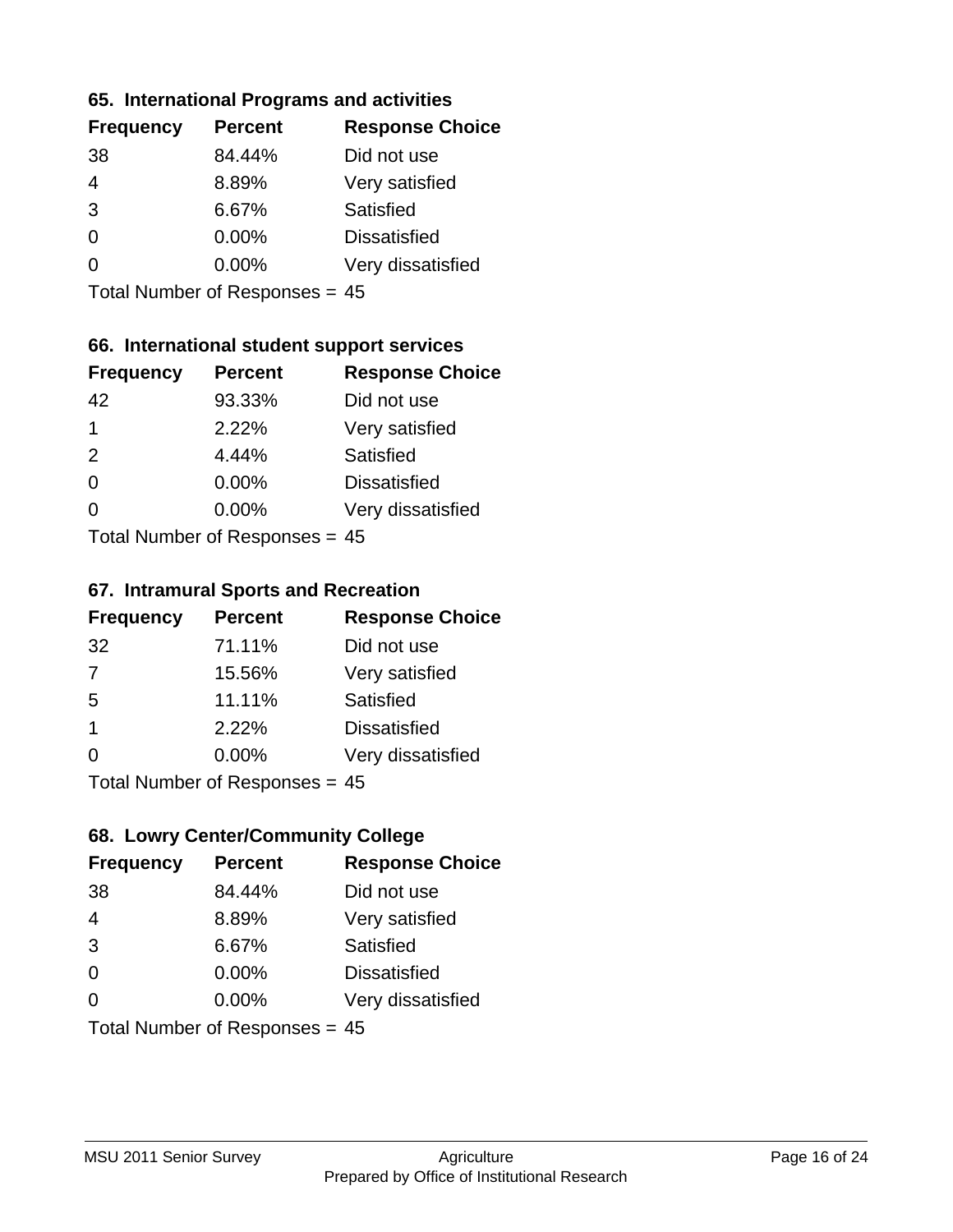### 65. International Programs and activities

| Frequency | Percent | Response Choice |
|---|---|---|
| 38 | 84.44% | Did not use |
| 4 | 8.89% | Very satisfied |
| 3 | 6.67% | Satisfied |
| 0 | 0.00% | Dissatisfied |
| 0 | 0.00% | Very dissatisfied |

Total Number of Responses = 45

### 66. International student support services

| Frequency | Percent | Response Choice |
|---|---|---|
| 42 | 93.33% | Did not use |
| 1 | 2.22% | Very satisfied |
| 2 | 4.44% | Satisfied |
| 0 | 0.00% | Dissatisfied |
| 0 | 0.00% | Very dissatisfied |

Total Number of Responses = 45

### 67. Intramural Sports and Recreation

| Frequency | Percent | Response Choice |
|---|---|---|
| 32 | 71.11% | Did not use |
| 7 | 15.56% | Very satisfied |
| 5 | 11.11% | Satisfied |
| 1 | 2.22% | Dissatisfied |
| 0 | 0.00% | Very dissatisfied |

Total Number of Responses = 45

### 68. Lowry Center/Community College

| Frequency | Percent | Response Choice |
|---|---|---|
| 38 | 84.44% | Did not use |
| 4 | 8.89% | Very satisfied |
| 3 | 6.67% | Satisfied |
| 0 | 0.00% | Dissatisfied |
| 0 | 0.00% | Very dissatisfied |

Total Number of Responses = 45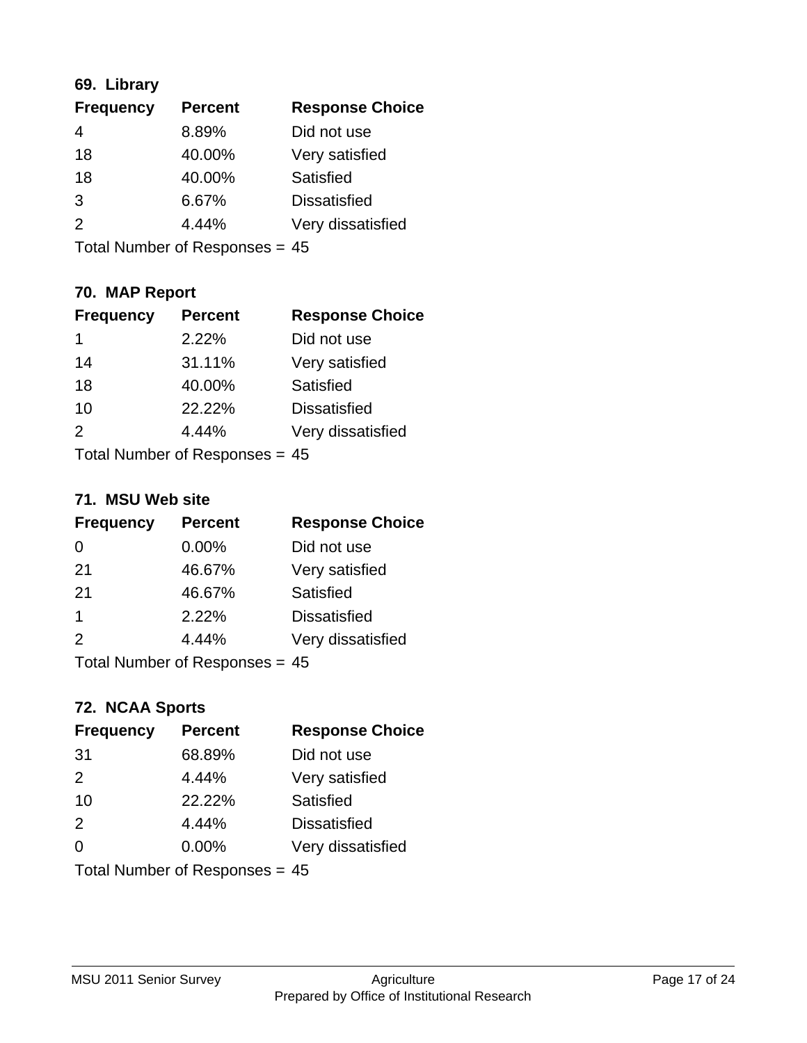### 69. Library

| Frequency | Percent | Response Choice |
| --- | --- | --- |
| 4 | 8.89% | Did not use |
| 18 | 40.00% | Very satisfied |
| 18 | 40.00% | Satisfied |
| 3 | 6.67% | Dissatisfied |
| 2 | 4.44% | Very dissatisfied |

Total Number of Responses = 45

### 70. MAP Report

| Frequency | Percent | Response Choice |
| --- | --- | --- |
| 1 | 2.22% | Did not use |
| 14 | 31.11% | Very satisfied |
| 18 | 40.00% | Satisfied |
| 10 | 22.22% | Dissatisfied |
| 2 | 4.44% | Very dissatisfied |

Total Number of Responses = 45

### 71. MSU Web site

| Frequency | Percent | Response Choice |
| --- | --- | --- |
| 0 | 0.00% | Did not use |
| 21 | 46.67% | Very satisfied |
| 21 | 46.67% | Satisfied |
| 1 | 2.22% | Dissatisfied |
| 2 | 4.44% | Very dissatisfied |

Total Number of Responses = 45

### 72. NCAA Sports

| Frequency | Percent | Response Choice |
| --- | --- | --- |
| 31 | 68.89% | Did not use |
| 2 | 4.44% | Very satisfied |
| 10 | 22.22% | Satisfied |
| 2 | 4.44% | Dissatisfied |
| 0 | 0.00% | Very dissatisfied |

Total Number of Responses = 45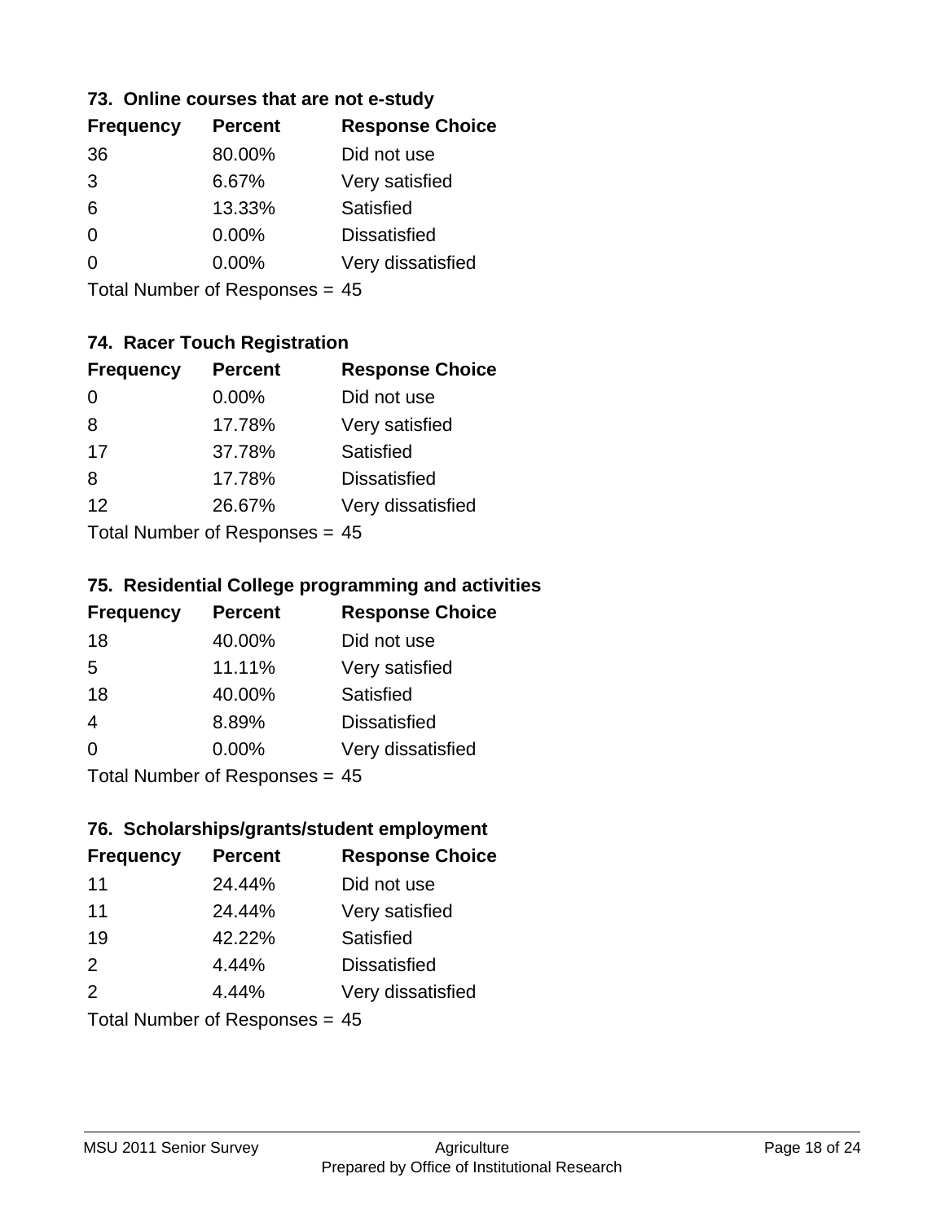### 73. Online courses that are not e-study

| Frequency | Percent | Response Choice |
|---|---|---|
| 36 | 80.00% | Did not use |
| 3 | 6.67% | Very satisfied |
| 6 | 13.33% | Satisfied |
| 0 | 0.00% | Dissatisfied |
| 0 | 0.00% | Very dissatisfied |

Total Number of Responses = 45

### 74. Racer Touch Registration

| Frequency | Percent | Response Choice |
|---|---|---|
| 0 | 0.00% | Did not use |
| 8 | 17.78% | Very satisfied |
| 17 | 37.78% | Satisfied |
| 8 | 17.78% | Dissatisfied |
| 12 | 26.67% | Very dissatisfied |

Total Number of Responses = 45

### 75. Residential College programming and activities

| Frequency | Percent | Response Choice |
|---|---|---|
| 18 | 40.00% | Did not use |
| 5 | 11.11% | Very satisfied |
| 18 | 40.00% | Satisfied |
| 4 | 8.89% | Dissatisfied |
| 0 | 0.00% | Very dissatisfied |

Total Number of Responses = 45

### 76. Scholarships/grants/student employment

| Frequency | Percent | Response Choice |
|---|---|---|
| 11 | 24.44% | Did not use |
| 11 | 24.44% | Very satisfied |
| 19 | 42.22% | Satisfied |
| 2 | 4.44% | Dissatisfied |
| 2 | 4.44% | Very dissatisfied |

Total Number of Responses = 45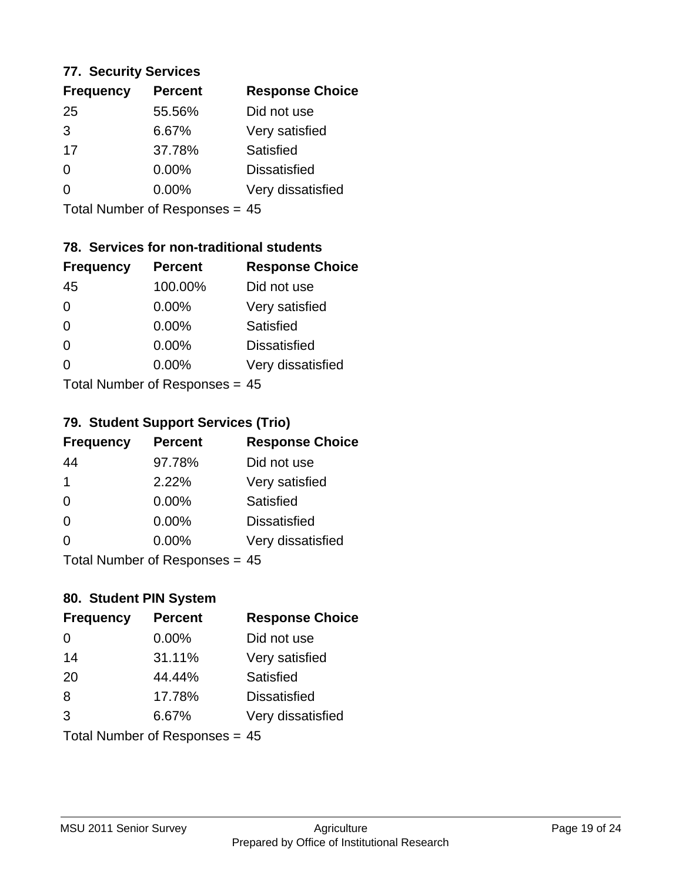### 77. Security Services

| Frequency | Percent | Response Choice |
|---|---|---|
| 25 | 55.56% | Did not use |
| 3 | 6.67% | Very satisfied |
| 17 | 37.78% | Satisfied |
| 0 | 0.00% | Dissatisfied |
| 0 | 0.00% | Very dissatisfied |

Total Number of Responses = 45

### 78. Services for non-traditional students

| Frequency | Percent | Response Choice |
|---|---|---|
| 45 | 100.00% | Did not use |
| 0 | 0.00% | Very satisfied |
| 0 | 0.00% | Satisfied |
| 0 | 0.00% | Dissatisfied |
| 0 | 0.00% | Very dissatisfied |

Total Number of Responses = 45

### 79. Student Support Services (Trio)

| Frequency | Percent | Response Choice |
|---|---|---|
| 44 | 97.78% | Did not use |
| 1 | 2.22% | Very satisfied |
| 0 | 0.00% | Satisfied |
| 0 | 0.00% | Dissatisfied |
| 0 | 0.00% | Very dissatisfied |

Total Number of Responses = 45

### 80. Student PIN System

| Frequency | Percent | Response Choice |
|---|---|---|
| 0 | 0.00% | Did not use |
| 14 | 31.11% | Very satisfied |
| 20 | 44.44% | Satisfied |
| 8 | 17.78% | Dissatisfied |
| 3 | 6.67% | Very dissatisfied |

Total Number of Responses = 45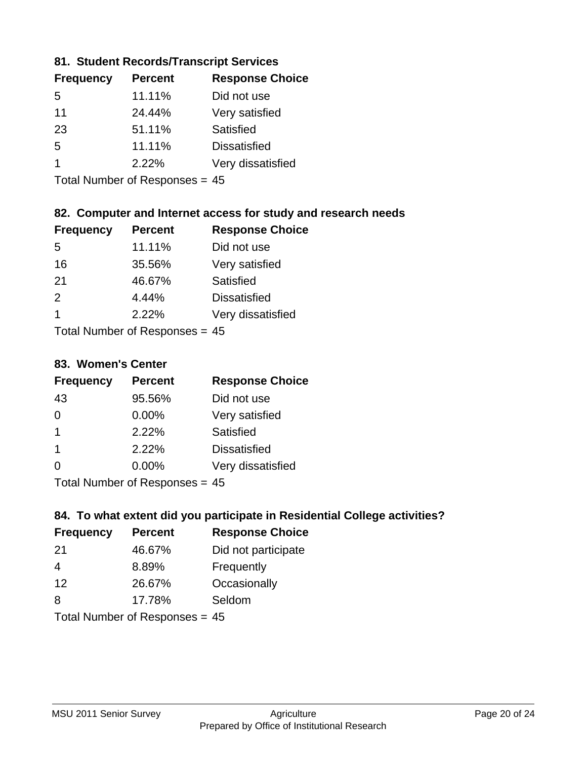### 81. Student Records/Transcript Services

| Frequency | Percent | Response Choice |
|---|---|---|
| 5 | 11.11% | Did not use |
| 11 | 24.44% | Very satisfied |
| 23 | 51.11% | Satisfied |
| 5 | 11.11% | Dissatisfied |
| 1 | 2.22% | Very dissatisfied |

Total Number of Responses = 45

### 82. Computer and Internet access for study and research needs

| Frequency | Percent | Response Choice |
|---|---|---|
| 5 | 11.11% | Did not use |
| 16 | 35.56% | Very satisfied |
| 21 | 46.67% | Satisfied |
| 2 | 4.44% | Dissatisfied |
| 1 | 2.22% | Very dissatisfied |

Total Number of Responses = 45

### 83. Women's Center

| Frequency | Percent | Response Choice |
|---|---|---|
| 43 | 95.56% | Did not use |
| 0 | 0.00% | Very satisfied |
| 1 | 2.22% | Satisfied |
| 1 | 2.22% | Dissatisfied |
| 0 | 0.00% | Very dissatisfied |

Total Number of Responses = 45

### 84. To what extent did you participate in Residential College activities?

| Frequency | Percent | Response Choice |
|---|---|---|
| 21 | 46.67% | Did not participate |
| 4 | 8.89% | Frequently |
| 12 | 26.67% | Occasionally |
| 8 | 17.78% | Seldom |

Total Number of Responses = 45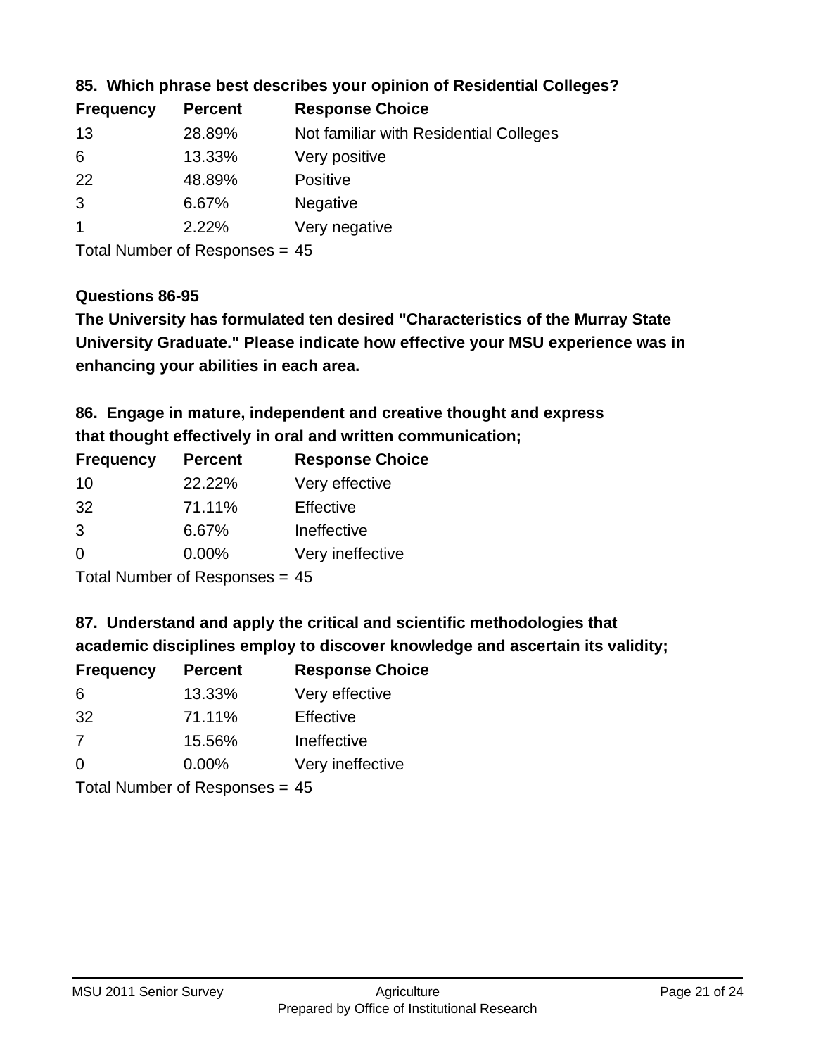### 85. Which phrase best describes your opinion of Residential Colleges?

| Frequency | Percent | Response Choice |
| --- | --- | --- |
| 13 | 28.89% | Not familiar with Residential Colleges |
| 6 | 13.33% | Very positive |
| 22 | 48.89% | Positive |
| 3 | 6.67% | Negative |
| 1 | 2.22% | Very negative |

Total Number of Responses = 45

### Questions 86-95

**The University has formulated ten desired "Characteristics of the Murray State University Graduate." Please indicate how effective your MSU experience was in enhancing your abilities in each area.**

### 86. Engage in mature, independent and creative thought and express that thought effectively in oral and written communication;

| Frequency | Percent | Response Choice |
| --- | --- | --- |
| 10 | 22.22% | Very effective |
| 32 | 71.11% | Effective |
| 3 | 6.67% | Ineffective |
| 0 | 0.00% | Very ineffective |

Total Number of Responses = 45

### 87. Understand and apply the critical and scientific methodologies that academic disciplines employ to discover knowledge and ascertain its validity;

| Frequency | Percent | Response Choice |
| --- | --- | --- |
| 6 | 13.33% | Very effective |
| 32 | 71.11% | Effective |
| 7 | 15.56% | Ineffective |
| 0 | 0.00% | Very ineffective |

Total Number of Responses = 45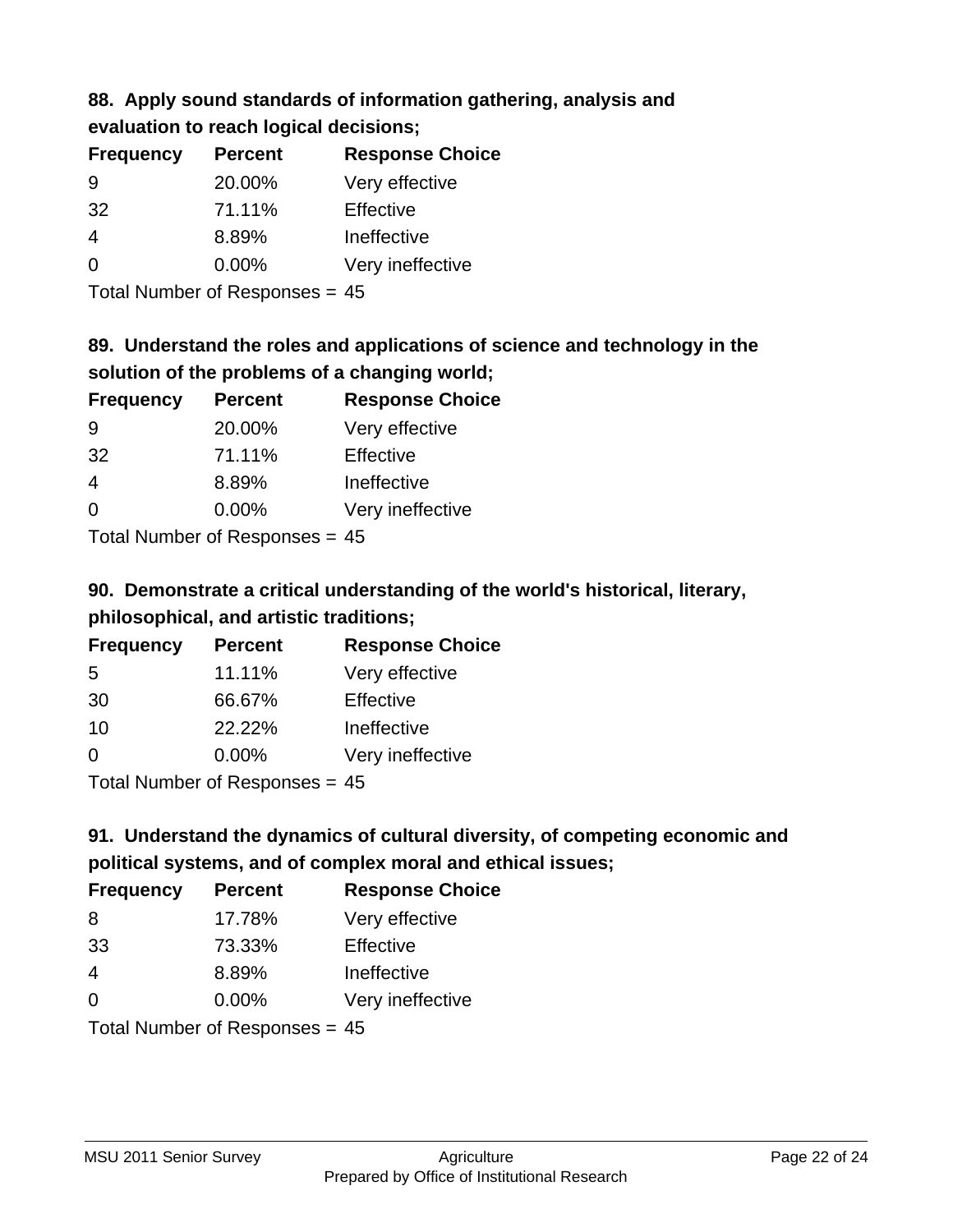### 88. Apply sound standards of information gathering, analysis and evaluation to reach logical decisions;

| Frequency | Percent | Response Choice |
| --- | --- | --- |
| 9 | 20.00% | Very effective |
| 32 | 71.11% | Effective |
| 4 | 8.89% | Ineffective |
| 0 | 0.00% | Very ineffective |

Total Number of Responses = 45

### 89. Understand the roles and applications of science and technology in the solution of the problems of a changing world;

| Frequency | Percent | Response Choice |
| --- | --- | --- |
| 9 | 20.00% | Very effective |
| 32 | 71.11% | Effective |
| 4 | 8.89% | Ineffective |
| 0 | 0.00% | Very ineffective |

Total Number of Responses = 45

### 90. Demonstrate a critical understanding of the world's historical, literary, philosophical, and artistic traditions;

| Frequency | Percent | Response Choice |
| --- | --- | --- |
| 5 | 11.11% | Very effective |
| 30 | 66.67% | Effective |
| 10 | 22.22% | Ineffective |
| 0 | 0.00% | Very ineffective |

Total Number of Responses = 45

### 91. Understand the dynamics of cultural diversity, of competing economic and political systems, and of complex moral and ethical issues;

| Frequency | Percent | Response Choice |
| --- | --- | --- |
| 8 | 17.78% | Very effective |
| 33 | 73.33% | Effective |
| 4 | 8.89% | Ineffective |
| 0 | 0.00% | Very ineffective |

Total Number of Responses = 45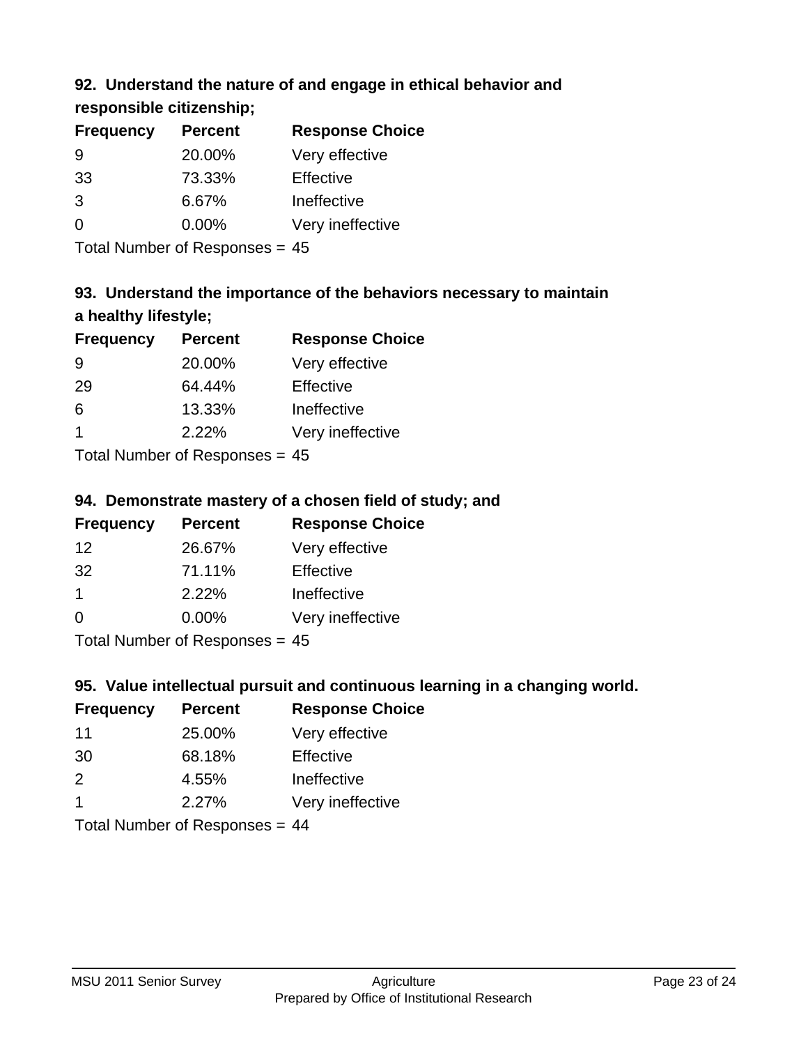### 92. Understand the nature of and engage in ethical behavior and responsible citizenship;

| Frequency | Percent | Response Choice |
|---|---|---|
| 9 | 20.00% | Very effective |
| 33 | 73.33% | Effective |
| 3 | 6.67% | Ineffective |
| 0 | 0.00% | Very ineffective |

Total Number of Responses = 45

### 93. Understand the importance of the behaviors necessary to maintain a healthy lifestyle;

| Frequency | Percent | Response Choice |
|---|---|---|
| 9 | 20.00% | Very effective |
| 29 | 64.44% | Effective |
| 6 | 13.33% | Ineffective |
| 1 | 2.22% | Very ineffective |

Total Number of Responses = 45

### 94. Demonstrate mastery of a chosen field of study; and

| Frequency | Percent | Response Choice |
|---|---|---|
| 12 | 26.67% | Very effective |
| 32 | 71.11% | Effective |
| 1 | 2.22% | Ineffective |
| 0 | 0.00% | Very ineffective |

Total Number of Responses = 45

### 95. Value intellectual pursuit and continuous learning in a changing world.

| Frequency | Percent | Response Choice |
|---|---|---|
| 11 | 25.00% | Very effective |
| 30 | 68.18% | Effective |
| 2 | 4.55% | Ineffective |
| 1 | 2.27% | Very ineffective |

Total Number of Responses = 44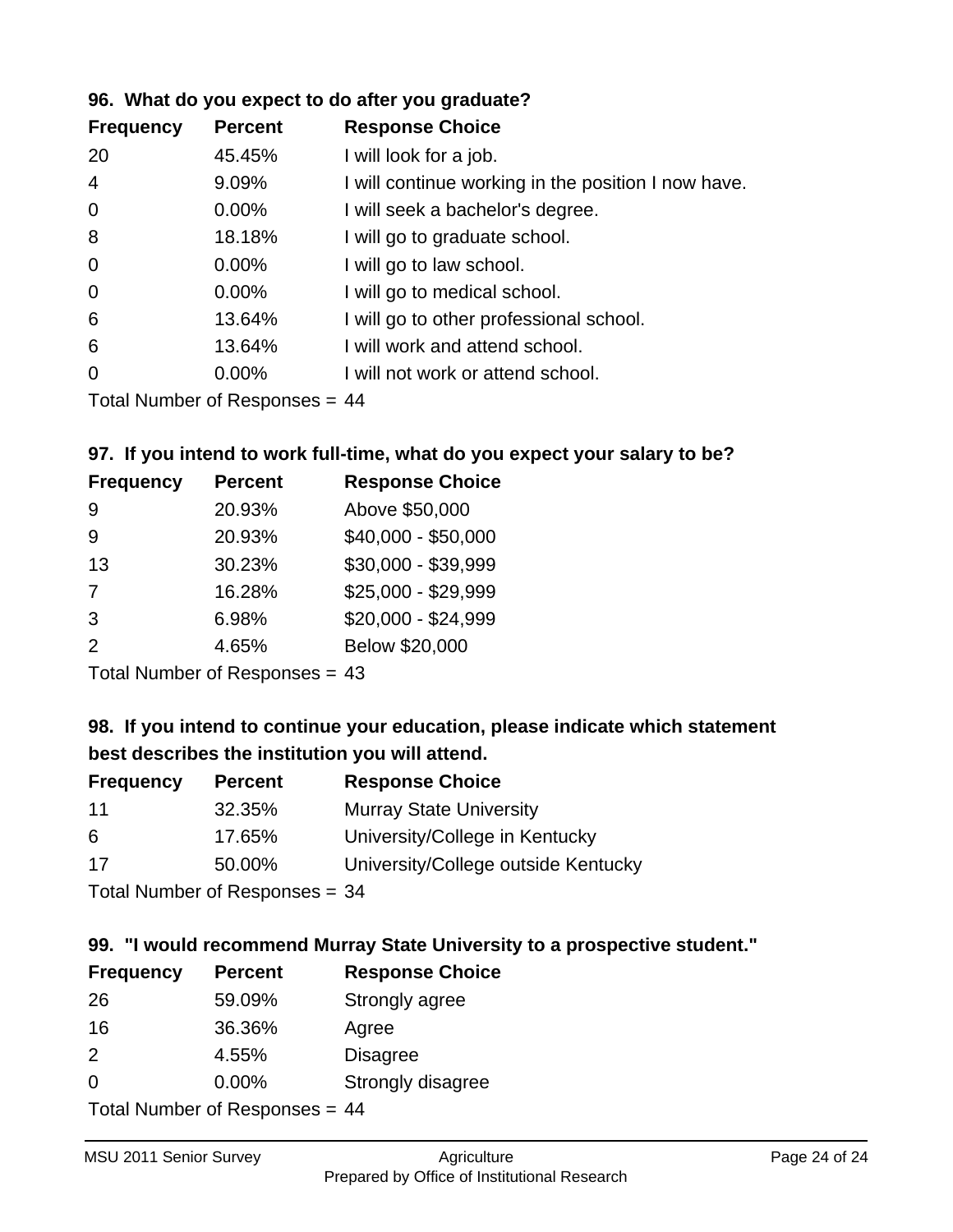### 96. What do you expect to do after you graduate?

| Frequency | Percent | Response Choice |
|---|---|---|
| 20 | 45.45% | I will look for a job. |
| 4 | 9.09% | I will continue working in the position I now have. |
| 0 | 0.00% | I will seek a bachelor's degree. |
| 8 | 18.18% | I will go to graduate school. |
| 0 | 0.00% | I will go to law school. |
| 0 | 0.00% | I will go to medical school. |
| 6 | 13.64% | I will go to other professional school. |
| 6 | 13.64% | I will work and attend school. |
| 0 | 0.00% | I will not work or attend school. |

Total Number of Responses = 44

### 97. If you intend to work full-time, what do you expect your salary to be?

| Frequency | Percent | Response Choice |
|---|---|---|
| 9 | 20.93% | Above $50,000 |
| 9 | 20.93% | $40,000 - $50,000 |
| 13 | 30.23% | $30,000 - $39,999 |
| 7 | 16.28% | $25,000 - $29,999 |
| 3 | 6.98% | $20,000 - $24,999 |
| 2 | 4.65% | Below $20,000 |

Total Number of Responses = 43

### 98. If you intend to continue your education, please indicate which statement best describes the institution you will attend.

| Frequency | Percent | Response Choice |
|---|---|---|
| 11 | 32.35% | Murray State University |
| 6 | 17.65% | University/College in Kentucky |
| 17 | 50.00% | University/College outside Kentucky |

Total Number of Responses = 34

### 99. "I would recommend Murray State University to a prospective student."

| Frequency | Percent | Response Choice |
|---|---|---|
| 26 | 59.09% | Strongly agree |
| 16 | 36.36% | Agree |
| 2 | 4.55% | Disagree |
| 0 | 0.00% | Strongly disagree |

Total Number of Responses = 44